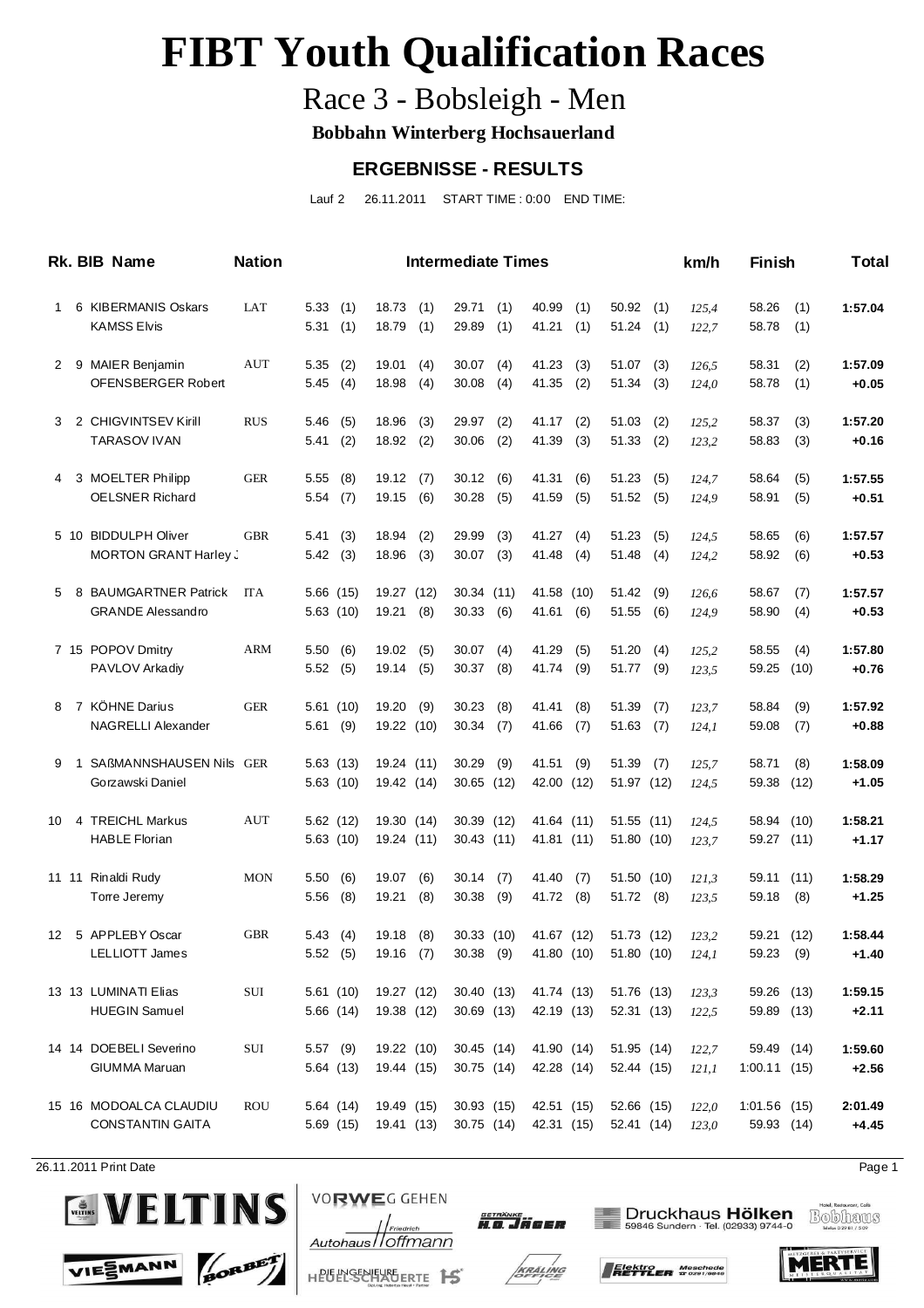# FIBT Youth Qualification Races

## Race 3 - Bobsleigh - Men

**Bobbahn Winterberg Hochsauerland**

### ERGEBNISSE - RESULTS

Lauf 2 26.11.2011 START TIME : 0:00 END TIME:

| Rk. | BIB | Name | Nation | Intermediate Times | | | | | km/h | Finish | Total |
|---|---|---|---|---|---|---|---|---|---|---|---|
| 1 | 6 | KIBERMANIS Oskars | LAT | 5.33 (1) | 18.73 (1) | 29.71 (1) | 40.99 (1) | 50.92 (1) | *125,4* | 58.26 (1) | **1:57.04** |
| | | KAMSS Elvis | | 5.31 (1) | 18.79 (1) | 29.89 (1) | 41.21 (1) | 51.24 (1) | *122,7* | 58.78 (1) | |
| 2 | 9 | MAIER Benjamin | AUT | 5.35 (2) | 19.01 (4) | 30.07 (4) | 41.23 (3) | 51.07 (3) | *126,5* | 58.31 (2) | **1:57.09** |
| | | OFENSBERGER Robert | | 5.45 (4) | 18.98 (4) | 30.08 (4) | 41.35 (2) | 51.34 (3) | *124,0* | 58.78 (1) | **+0.05** |
| 3 | 2 | CHIGVINTSEV Kirill | RUS | 5.46 (5) | 18.96 (3) | 29.97 (2) | 41.17 (2) | 51.03 (2) | *125,2* | 58.37 (3) | **1:57.20** |
| | | TARASOV IVAN | | 5.41 (2) | 18.92 (2) | 30.06 (2) | 41.39 (3) | 51.33 (2) | *123,2* | 58.83 (3) | **+0.16** |
| 4 | 3 | MOELTER Philipp | GER | 5.55 (8) | 19.12 (7) | 30.12 (6) | 41.31 (6) | 51.23 (5) | *124,7* | 58.64 (5) | **1:57.55** |
| | | OELSNER Richard | | 5.54 (7) | 19.15 (6) | 30.28 (5) | 41.59 (5) | 51.52 (5) | *124,9* | 58.91 (5) | **+0.51** |
| 5 | 10 | BIDDULPH Oliver | GBR | 5.41 (3) | 18.94 (2) | 29.99 (3) | 41.27 (4) | 51.23 (5) | *124,5* | 58.65 (6) | **1:57.57** |
| | | MORTON GRANT Harley J | | 5.42 (3) | 18.96 (3) | 30.07 (3) | 41.48 (4) | 51.48 (4) | *124,2* | 58.92 (6) | **+0.53** |
| 5 | 8 | BAUMGARTNER Patrick | ITA | 5.66 (15) | 19.27 (12) | 30.34 (11) | 41.58 (10) | 51.42 (9) | *126,6* | 58.67 (7) | **1:57.57** |
| | | GRANDE Alessandro | | 5.63 (10) | 19.21 (8) | 30.33 (6) | 41.61 (6) | 51.55 (6) | *124,9* | 58.90 (4) | **+0.53** |
| 7 | 15 | POPOV Dmitry | ARM | 5.50 (6) | 19.02 (5) | 30.07 (4) | 41.29 (5) | 51.20 (4) | *125,2* | 58.55 (4) | **1:57.80** |
| | | PAVLOV Arkadiy | | 5.52 (5) | 19.14 (5) | 30.37 (8) | 41.74 (9) | 51.77 (9) | *123,5* | 59.25 (10) | **+0.76** |
| 8 | 7 | KÖHNE Darius | GER | 5.61 (10) | 19.20 (9) | 30.23 (8) | 41.41 (8) | 51.39 (7) | *123,7* | 58.84 (9) | **1:57.92** |
| | | NAGRELLI Alexander | | 5.61 (9) | 19.22 (10) | 30.34 (7) | 41.66 (7) | 51.63 (7) | *124,1* | 59.08 (7) | **+0.88** |
| 9 | 1 | SAßMANNSHAUSEN Nils | GER | 5.63 (13) | 19.24 (11) | 30.29 (9) | 41.51 (9) | 51.39 (7) | *125,7* | 58.71 (8) | **1:58.09** |
| | | Gorzawski Daniel | | 5.63 (10) | 19.42 (14) | 30.65 (12) | 42.00 (12) | 51.97 (12) | *124,5* | 59.38 (12) | **+1.05** |
| 10 | 4 | TREICHL Markus | AUT | 5.62 (12) | 19.30 (14) | 30.39 (12) | 41.64 (11) | 51.55 (11) | *124,5* | 58.94 (10) | **1:58.21** |
| | | HABLE Florian | | 5.63 (10) | 19.24 (11) | 30.43 (11) | 41.81 (11) | 51.80 (10) | *123,7* | 59.27 (11) | **+1.17** |
| 11 | 11 | Rinaldi Rudy | MON | 5.50 (6) | 19.07 (6) | 30.14 (7) | 41.40 (7) | 51.50 (10) | *121,3* | 59.11 (11) | **1:58.29** |
| | | Torre Jeremy | | 5.56 (8) | 19.21 (8) | 30.38 (9) | 41.72 (8) | 51.72 (8) | *123,5* | 59.18 (8) | **+1.25** |
| 12 | 5 | APPLEBY Oscar | GBR | 5.43 (4) | 19.18 (8) | 30.33 (10) | 41.67 (12) | 51.73 (12) | *123,2* | 59.21 (12) | **1:58.44** |
| | | LELLIOTT James | | 5.52 (5) | 19.16 (7) | 30.38 (9) | 41.80 (10) | 51.80 (10) | *124,1* | 59.23 (9) | **+1.40** |
| 13 | 13 | LUMINATI Elias | SUI | 5.61 (10) | 19.27 (12) | 30.40 (13) | 41.74 (13) | 51.76 (13) | *123,3* | 59.26 (13) | **1:59.15** |
| | | HUEGIN Samuel | | 5.66 (14) | 19.38 (12) | 30.69 (13) | 42.19 (13) | 52.31 (13) | *122,5* | 59.89 (13) | **+2.11** |
| 14 | 14 | DOEBELI Severino | SUI | 5.57 (9) | 19.22 (10) | 30.45 (14) | 41.90 (14) | 51.95 (14) | *122,7* | 59.49 (14) | **1:59.60** |
| | | GIUMMA Maruan | | 5.64 (13) | 19.44 (15) | 30.75 (14) | 42.28 (14) | 52.44 (15) | *121,1* | 1:00.11 (15) | **+2.56** |
| 15 | 16 | MODOALCA CLAUDIU | ROU | 5.64 (14) | 19.49 (15) | 30.93 (15) | 42.51 (15) | 52.66 (15) | *122,0* | 1:01.56 (15) | **2:01.49** |
| | | CONSTANTIN GAITA | | 5.69 (15) | 19.41 (13) | 30.75 (14) | 42.31 (15) | 52.41 (14) | *123,0* | 59.93 (14) | **+4.45** |

26.11.2011 Print Date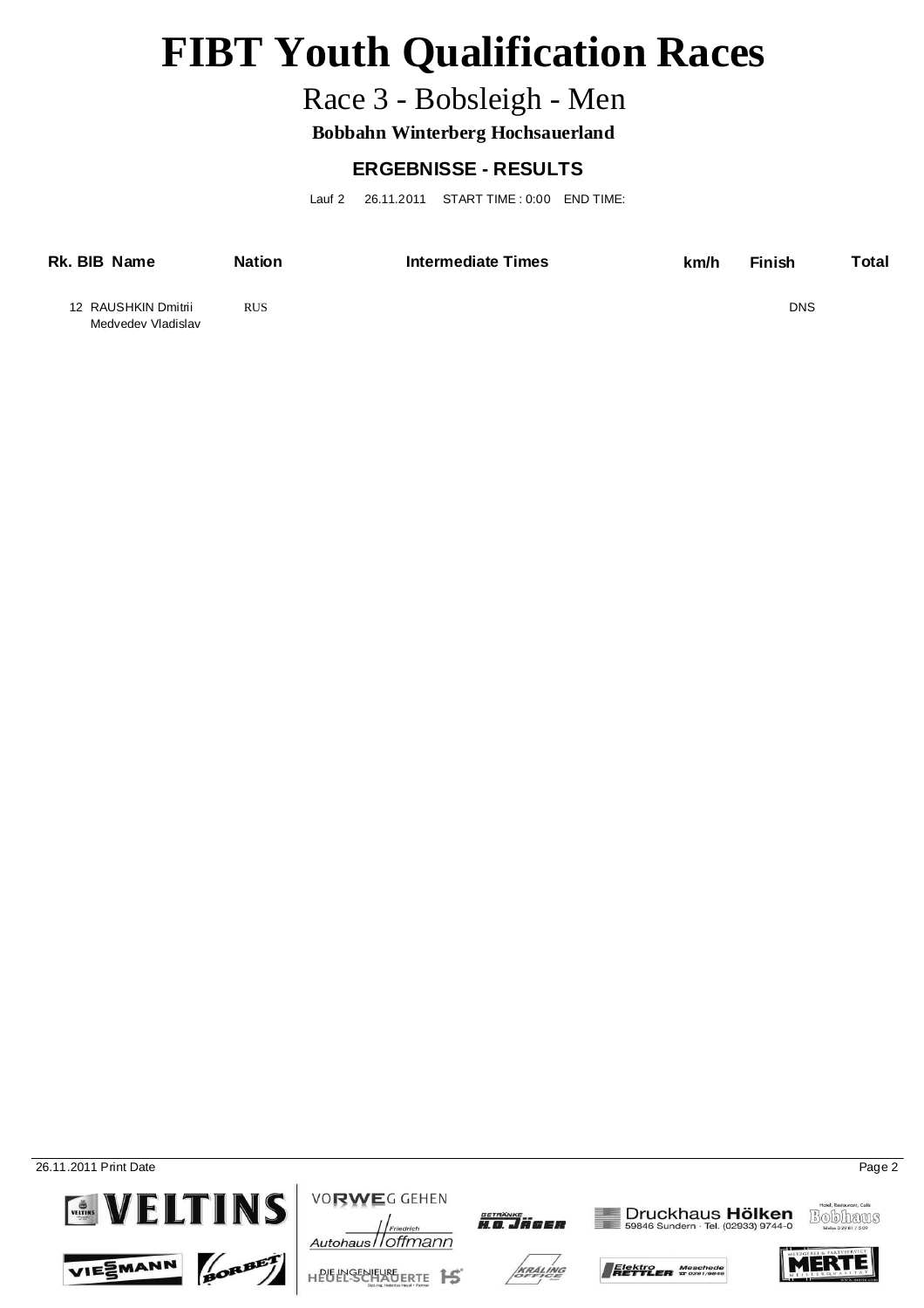# FIBT Youth Qualification Races

## Race 3 - Bobsleigh - Men

**Bobbahn Winterberg Hochsauerland**

### ERGEBNISSE - RESULTS

Lauf 2 26.11.2011 START TIME : 0:00 END TIME:

| Rk. | BIB | Name | Nation | Intermediate Times | km/h | Finish | Total |
|---|---|---|---|---|---|---|---|
| | 12 | RAUSHKIN Dmitrii<br>Medvedev Vladislav | RUS | | | DNS | |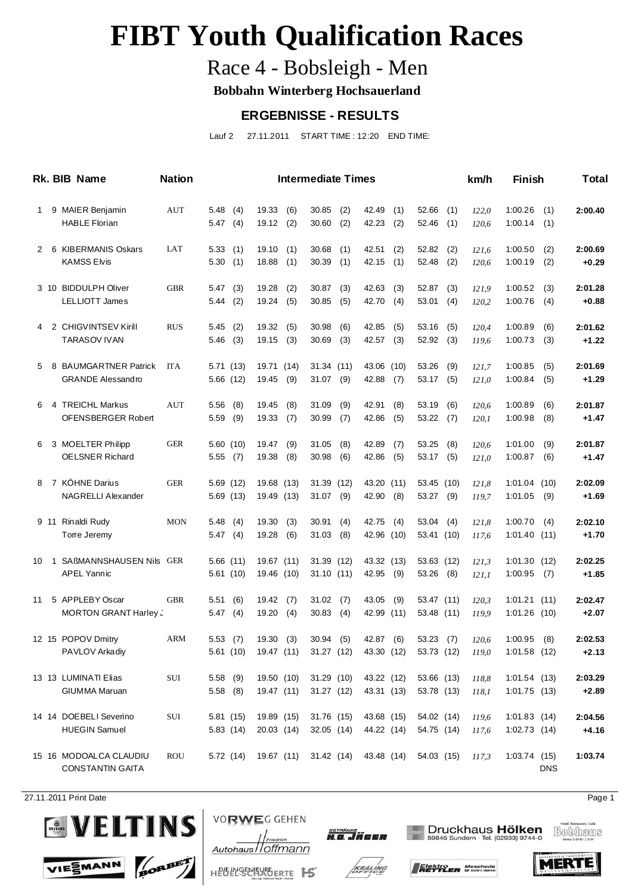# FIBT Youth Qualification Races

## Race 4 - Bobsleigh - Men

**Bobbahn Winterberg Hochsauerland**

### ERGEBNISSE - RESULTS

Lauf 2 27.11.2011 START TIME : 12:20 END TIME:

| Rk. | BIB | Name | Nation | Intermediate Times | | | | | km/h | Finish | Total |
|---|---|---|---|---|---|---|---|---|---|---|---|
| 1 | 9 | MAIER Benjamin | AUT | 5.48 (4) | 19.33 (6) | 30.85 (2) | 42.49 (1) | 52.66 (1) | 122,0 | 1:00.26 (1) | 2:00.40 |
| | | HABLE Florian | | 5.47 (4) | 19.12 (2) | 30.60 (2) | 42.23 (2) | 52.46 (1) | 120,6 | 1:00.14 (1) | |
| 2 | 6 | KIBERMANIS Oskars | LAT | 5.33 (1) | 19.10 (1) | 30.68 (1) | 42.51 (2) | 52.82 (2) | 121,6 | 1:00.50 (2) | 2:00.69 |
| | | KAMSS Elvis | | 5.30 (1) | 18.88 (1) | 30.39 (1) | 42.15 (1) | 52.48 (2) | 120,6 | 1:00.19 (2) | +0.29 |
| 3 | 10 | BIDDULPH Oliver | GBR | 5.47 (3) | 19.28 (2) | 30.87 (3) | 42.63 (3) | 52.87 (3) | 121,9 | 1:00.52 (3) | 2:01.28 |
| | | LELLIOTT James | | 5.44 (2) | 19.24 (5) | 30.85 (5) | 42.70 (4) | 53.01 (4) | 120,2 | 1:00.76 (4) | +0.88 |
| 4 | 2 | CHIGVINTSEV Kirill | RUS | 5.45 (2) | 19.32 (5) | 30.98 (6) | 42.85 (5) | 53.16 (5) | 120,4 | 1:00.89 (6) | 2:01.62 |
| | | TARASOV IVAN | | 5.46 (3) | 19.15 (3) | 30.69 (3) | 42.57 (3) | 52.92 (3) | 119,6 | 1:00.73 (3) | +1.22 |
| 5 | 8 | BAUMGARTNER Patrick | ITA | 5.71 (13) | 19.71 (14) | 31.34 (11) | 43.06 (10) | 53.26 (9) | 121,7 | 1:00.85 (5) | 2:01.69 |
| | | GRANDE Alessandro | | 5.66 (12) | 19.45 (9) | 31.07 (9) | 42.88 (7) | 53.17 (5) | 121,0 | 1:00.84 (5) | +1.29 |
| 6 | 4 | TREICHL Markus | AUT | 5.56 (8) | 19.45 (8) | 31.09 (9) | 42.91 (8) | 53.19 (6) | 120,6 | 1:00.89 (6) | 2:01.87 |
| | | OFENSBERGER Robert | | 5.59 (9) | 19.33 (7) | 30.99 (7) | 42.86 (5) | 53.22 (7) | 120,1 | 1:00.98 (8) | +1.47 |
| 6 | 3 | MOELTER Philipp | GER | 5.60 (10) | 19.47 (9) | 31.05 (8) | 42.89 (7) | 53.25 (8) | 120,6 | 1:01.00 (9) | 2:01.87 |
| | | OELSNER Richard | | 5.55 (7) | 19.38 (8) | 30.98 (6) | 42.86 (5) | 53.17 (5) | 121,0 | 1:00.87 (6) | +1.47 |
| 8 | 7 | KÖHNE Darius | GER | 5.69 (12) | 19.68 (13) | 31.39 (12) | 43.20 (11) | 53.45 (10) | 121,8 | 1:01.04 (10) | 2:02.09 |
| | | NAGRELLI Alexander | | 5.69 (13) | 19.49 (13) | 31.07 (9) | 42.90 (8) | 53.27 (9) | 119,7 | 1:01.05 (9) | +1.69 |
| 9 | 11 | Rinaldi Rudy | MON | 5.48 (4) | 19.30 (3) | 30.91 (4) | 42.75 (4) | 53.04 (4) | 121,8 | 1:00.70 (4) | 2:02.10 |
| | | Torre Jeremy | | 5.47 (4) | 19.28 (6) | 31.03 (8) | 42.96 (10) | 53.41 (10) | 117,6 | 1:01.40 (11) | +1.70 |
| 10 | 1 | SAßMANNSHAUSEN Nils | GER | 5.66 (11) | 19.67 (11) | 31.39 (12) | 43.32 (13) | 53.63 (12) | 121,3 | 1:01.30 (12) | 2:02.25 |
| | | APEL Yannic | | 5.61 (10) | 19.46 (10) | 31.10 (11) | 42.95 (9) | 53.26 (8) | 121,1 | 1:00.95 (7) | +1.85 |
| 11 | 5 | APPLEBY Oscar | GBR | 5.51 (6) | 19.42 (7) | 31.02 (7) | 43.05 (9) | 53.47 (11) | 120,3 | 1:01.21 (11) | 2:02.47 |
| | | MORTON GRANT Harley J | | 5.47 (4) | 19.20 (4) | 30.83 (4) | 42.99 (11) | 53.48 (11) | 119,9 | 1:01.26 (10) | +2.07 |
| 12 | 15 | POPOV Dmitry | ARM | 5.53 (7) | 19.30 (3) | 30.94 (5) | 42.87 (6) | 53.23 (7) | 120,6 | 1:00.95 (8) | 2:02.53 |
| | | PAVLOV Arkadiy | | 5.61 (10) | 19.47 (11) | 31.27 (12) | 43.30 (12) | 53.73 (12) | 119,0 | 1:01.58 (12) | +2.13 |
| 13 | 13 | LUMINATI Elias | SUI | 5.58 (9) | 19.50 (10) | 31.29 (10) | 43.22 (12) | 53.66 (13) | 118,8 | 1:01.54 (13) | 2:03.29 |
| | | GIUMMA Maruan | | 5.58 (8) | 19.47 (11) | 31.27 (12) | 43.31 (13) | 53.78 (13) | 118,1 | 1:01.75 (13) | +2.89 |
| 14 | 14 | DOEBELI Severino | SUI | 5.81 (15) | 19.89 (15) | 31.76 (15) | 43.68 (15) | 54.02 (14) | 119,6 | 1:01.83 (14) | 2:04.56 |
| | | HUEGIN Samuel | | 5.83 (14) | 20.03 (14) | 32.05 (14) | 44.22 (14) | 54.75 (14) | 117,6 | 1:02.73 (14) | +4.16 |
| 15 | 16 | MODOALCA CLAUDIU | ROU | 5.72 (14) | 19.67 (11) | 31.42 (14) | 43.48 (14) | 54.03 (15) | 117,3 | 1:03.74 (15) | 1:03.74 |
| | | CONSTANTIN GAITA | | | | | | | | DNS | |

27.11.2011 Print Date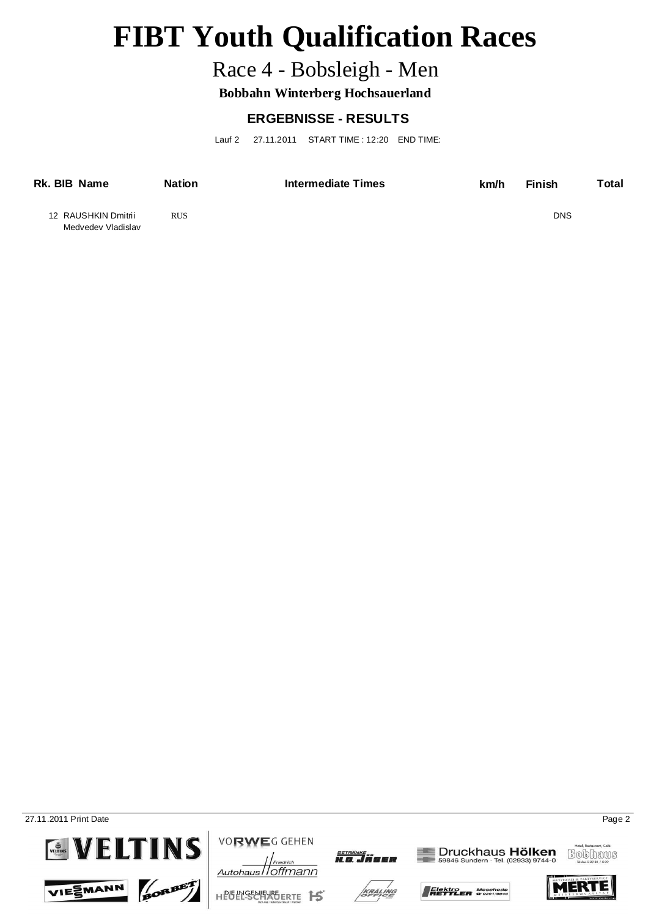# FIBT Youth Qualification Races

## Race 4 - Bobsleigh - Men

**Bobbahn Winterberg Hochsauerland**

### ERGEBNISSE - RESULTS

Lauf 2 27.11.2011 START TIME : 12:20 END TIME:

| Rk. | BIB | Name | Nation | Intermediate Times | km/h | Finish | Total |
|---|---|---|---|---|---|---|---|
| | 12 | RAUSHKIN Dmitrii<br>Medvedev Vladislav | RUS | | | DNS | |

27.11.2011 Print Date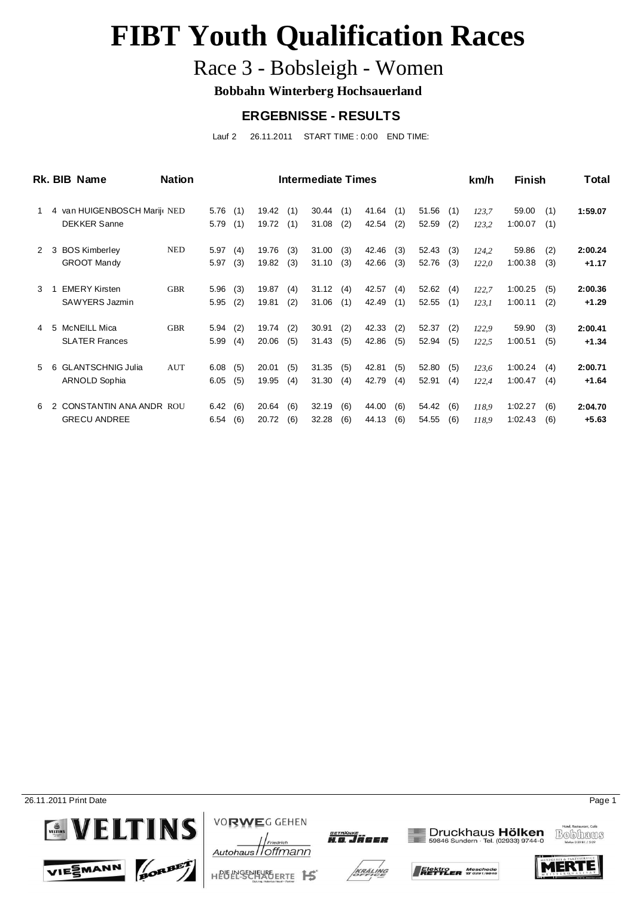# FIBT Youth Qualification Races

## Race 3 - Bobsleigh - Women

**Bobbahn Winterberg Hochsauerland**

### ERGEBNISSE - RESULTS

Lauf 2 26.11.2011 START TIME : 0:00 END TIME:

| Rk. | BIB | Name | Nation | Intermediate Times | | | | | | | | | | km/h | Finish | | Total |
|---|---|---|---|---|---|---|---|---|---|---|---|---|---|---|---|---|---|
| 1 | 4 | van HUIGENBOSCH Marij | NED | 5.76 | (1) | 19.42 | (1) | 30.44 | (1) | 41.64 | (1) | 51.56 | (1) | 123,7 | 59.00 | (1) | **1:59.07** |
| | | DEKKER Sanne | | 5.79 | (1) | 19.72 | (1) | 31.08 | (2) | 42.54 | (2) | 52.59 | (2) | 123,2 | 1:00.07 | (1) | |
| 2 | 3 | BOS Kimberley | NED | 5.97 | (4) | 19.76 | (3) | 31.00 | (3) | 42.46 | (3) | 52.43 | (3) | 124,2 | 59.86 | (2) | **2:00.24** |
| | | GROOT Mandy | | 5.97 | (3) | 19.82 | (3) | 31.10 | (3) | 42.66 | (3) | 52.76 | (3) | 122,0 | 1:00.38 | (3) | **+1.17** |
| 3 | 1 | EMERY Kirsten | GBR | 5.96 | (3) | 19.87 | (4) | 31.12 | (4) | 42.57 | (4) | 52.62 | (4) | 122,7 | 1:00.25 | (5) | **2:00.36** |
| | | SAWYERS Jazmin | | 5.95 | (2) | 19.81 | (2) | 31.06 | (1) | 42.49 | (1) | 52.55 | (1) | 123,1 | 1:00.11 | (2) | **+1.29** |
| 4 | 5 | McNEILL Mica | GBR | 5.94 | (2) | 19.74 | (2) | 30.91 | (2) | 42.33 | (2) | 52.37 | (2) | 122,9 | 59.90 | (3) | **2:00.41** |
| | | SLATER Frances | | 5.99 | (4) | 20.06 | (5) | 31.43 | (5) | 42.86 | (5) | 52.94 | (5) | 122,5 | 1:00.51 | (5) | **+1.34** |
| 5 | 6 | GLANTSCHNIG Julia | AUT | 6.08 | (5) | 20.01 | (5) | 31.35 | (5) | 42.81 | (5) | 52.80 | (5) | 123,6 | 1:00.24 | (4) | **2:00.71** |
| | | ARNOLD Sophia | | 6.05 | (5) | 19.95 | (4) | 31.30 | (4) | 42.79 | (4) | 52.91 | (4) | 122,4 | 1:00.47 | (4) | **+1.64** |
| 6 | 2 | CONSTANTIN ANA ANDR | ROU | 6.42 | (6) | 20.64 | (6) | 32.19 | (6) | 44.00 | (6) | 54.42 | (6) | 118,9 | 1:02.27 | (6) | **2:04.70** |
| | | GRECU ANDREE | | 6.54 | (6) | 20.72 | (6) | 32.28 | (6) | 44.13 | (6) | 54.55 | (6) | 118,9 | 1:02.43 | (6) | **+5.63** |

26.11.2011 Print Date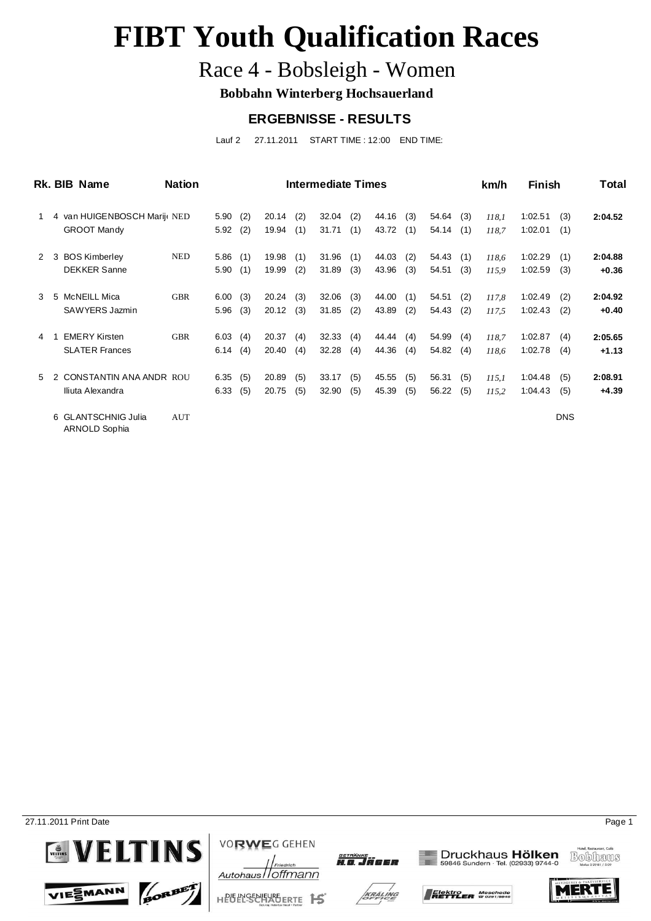# FIBT Youth Qualification Races

## Race 4 - Bobsleigh - Women

**Bobbahn Winterberg Hochsauerland**

### ERGEBNISSE - RESULTS

Lauf 2 27.11.2011 START TIME : 12:00 END TIME:

| Rk. | BIB | Name | Nation | Intermediate Times | | | | | | | | | | km/h | Finish | | Total |
|---|---|---|---|---|---|---|---|---|---|---|---|---|---|---|---|---|---|
| 1 | 4 | van HUIGENBOSCH Marij | NED | 5.90 | (2) | 20.14 | (2) | 32.04 | (2) | 44.16 | (3) | 54.64 | (3) | *118,1* | 1:02.51 | (3) | **2:04.52** |
| | | GROOT Mandy | | 5.92 | (2) | 19.94 | (1) | 31.71 | (1) | 43.72 | (1) | 54.14 | (1) | *118,7* | 1:02.01 | (1) | |
| 2 | 3 | BOS Kimberley | NED | 5.86 | (1) | 19.98 | (1) | 31.96 | (1) | 44.03 | (2) | 54.43 | (1) | *118,6* | 1:02.29 | (1) | **2:04.88** |
| | | DEKKER Sanne | | 5.90 | (1) | 19.99 | (2) | 31.89 | (3) | 43.96 | (3) | 54.51 | (3) | *115,9* | 1:02.59 | (3) | **+0.36** |
| 3 | 5 | McNEILL Mica | GBR | 6.00 | (3) | 20.24 | (3) | 32.06 | (3) | 44.00 | (1) | 54.51 | (2) | *117,8* | 1:02.49 | (2) | **2:04.92** |
| | | SAWYERS Jazmin | | 5.96 | (3) | 20.12 | (3) | 31.85 | (2) | 43.89 | (2) | 54.43 | (2) | *117,5* | 1:02.43 | (2) | **+0.40** |
| 4 | 1 | EMERY Kirsten | GBR | 6.03 | (4) | 20.37 | (4) | 32.33 | (4) | 44.44 | (4) | 54.99 | (4) | *118,7* | 1:02.87 | (4) | **2:05.65** |
| | | SLATER Frances | | 6.14 | (4) | 20.40 | (4) | 32.28 | (4) | 44.36 | (4) | 54.82 | (4) | *118,6* | 1:02.78 | (4) | **+1.13** |
| 5 | 2 | CONSTANTIN ANA ANDR | ROU | 6.35 | (5) | 20.89 | (5) | 33.17 | (5) | 45.55 | (5) | 56.31 | (5) | *115,1* | 1:04.48 | (5) | **2:08.91** |
| | | Iliuta Alexandra | | 6.33 | (5) | 20.75 | (5) | 32.90 | (5) | 45.39 | (5) | 56.22 | (5) | *115,2* | 1:04.43 | (5) | **+4.39** |
| | 6 | GLANTSCHNIG Julia | AUT | | | | | | | | | | | | | DNS | |
| | | ARNOLD Sophia | | | | | | | | | | | | | | | |

27.11.2011 Print Date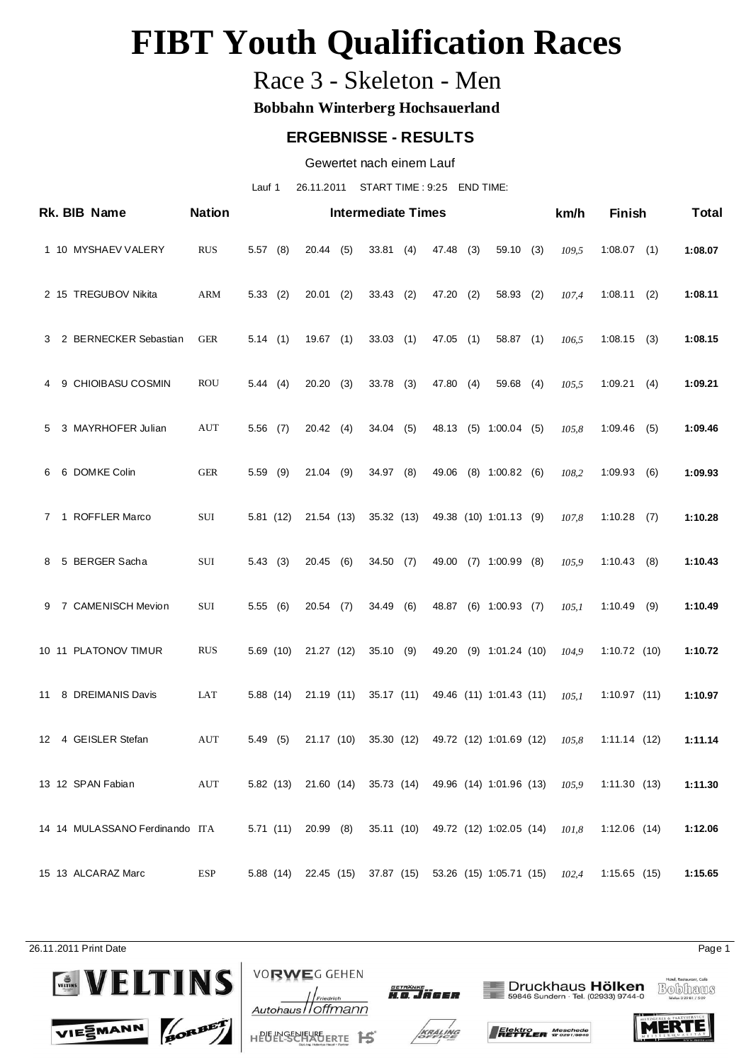# FIBT Youth Qualification Races

## Race 3 - Skeleton - Men

**Bobbahn Winterberg Hochsauerland**

### ERGEBNISSE - RESULTS

Gewertet nach einem Lauf

Lauf 1 26.11.2011 START TIME : 9:25 END TIME:

| Rk. | BIB | Name | Nation | Intermediate Times | | | | | km/h | Finish | Total |
|---|---|---|---|---|---|---|---|---|---|---|---|
| 1 | 10 | MYSHAEV VALERY | RUS | 5.57 (8) | 20.44 (5) | 33.81 (4) | 47.48 (3) | 59.10 (3) | *109,5* | 1:08.07 (1) | **1:08.07** |
| 2 | 15 | TREGUBOV Nikita | ARM | 5.33 (2) | 20.01 (2) | 33.43 (2) | 47.20 (2) | 58.93 (2) | *107,4* | 1:08.11 (2) | **1:08.11** |
| 3 | 2 | BERNECKER Sebastian | GER | 5.14 (1) | 19.67 (1) | 33.03 (1) | 47.05 (1) | 58.87 (1) | *106,5* | 1:08.15 (3) | **1:08.15** |
| 4 | 9 | CHIOIBASU COSMIN | ROU | 5.44 (4) | 20.20 (3) | 33.78 (3) | 47.80 (4) | 59.68 (4) | *105,5* | 1:09.21 (4) | **1:09.21** |
| 5 | 3 | MAYRHOFER Julian | AUT | 5.56 (7) | 20.42 (4) | 34.04 (5) | 48.13 (5) | 1:00.04 (5) | *105,8* | 1:09.46 (5) | **1:09.46** |
| 6 | 6 | DOMKE Colin | GER | 5.59 (9) | 21.04 (9) | 34.97 (8) | 49.06 (8) | 1:00.82 (6) | *108,2* | 1:09.93 (6) | **1:09.93** |
| 7 | 1 | ROFFLER Marco | SUI | 5.81 (12) | 21.54 (13) | 35.32 (13) | 49.38 (10) | 1:01.13 (9) | *107,8* | 1:10.28 (7) | **1:10.28** |
| 8 | 5 | BERGER Sacha | SUI | 5.43 (3) | 20.45 (6) | 34.50 (7) | 49.00 (7) | 1:00.99 (8) | *105,9* | 1:10.43 (8) | **1:10.43** |
| 9 | 7 | CAMENISCH Mevion | SUI | 5.55 (6) | 20.54 (7) | 34.49 (6) | 48.87 (6) | 1:00.93 (7) | *105,1* | 1:10.49 (9) | **1:10.49** |
| 10 | 11 | PLATONOV TIMUR | RUS | 5.69 (10) | 21.27 (12) | 35.10 (9) | 49.20 (9) | 1:01.24 (10) | *104,9* | 1:10.72 (10) | **1:10.72** |
| 11 | 8 | DREIMANIS Davis | LAT | 5.88 (14) | 21.19 (11) | 35.17 (11) | 49.46 (11) | 1:01.43 (11) | *105,1* | 1:10.97 (11) | **1:10.97** |
| 12 | 4 | GEISLER Stefan | AUT | 5.49 (5) | 21.17 (10) | 35.30 (12) | 49.72 (12) | 1:01.69 (12) | *105,8* | 1:11.14 (12) | **1:11.14** |
| 13 | 12 | SPAN Fabian | AUT | 5.82 (13) | 21.60 (14) | 35.73 (14) | 49.96 (14) | 1:01.96 (13) | *105,9* | 1:11.30 (13) | **1:11.30** |
| 14 | 14 | MULASSANO Ferdinando | ITA | 5.71 (11) | 20.99 (8) | 35.11 (10) | 49.72 (12) | 1:02.05 (14) | *101,8* | 1:12.06 (14) | **1:12.06** |
| 15 | 13 | ALCARAZ Marc | ESP | 5.88 (14) | 22.45 (15) | 37.87 (15) | 53.26 (15) | 1:05.71 (15) | *102,4* | 1:15.65 (15) | **1:15.65** |

26.11.2011 Print Date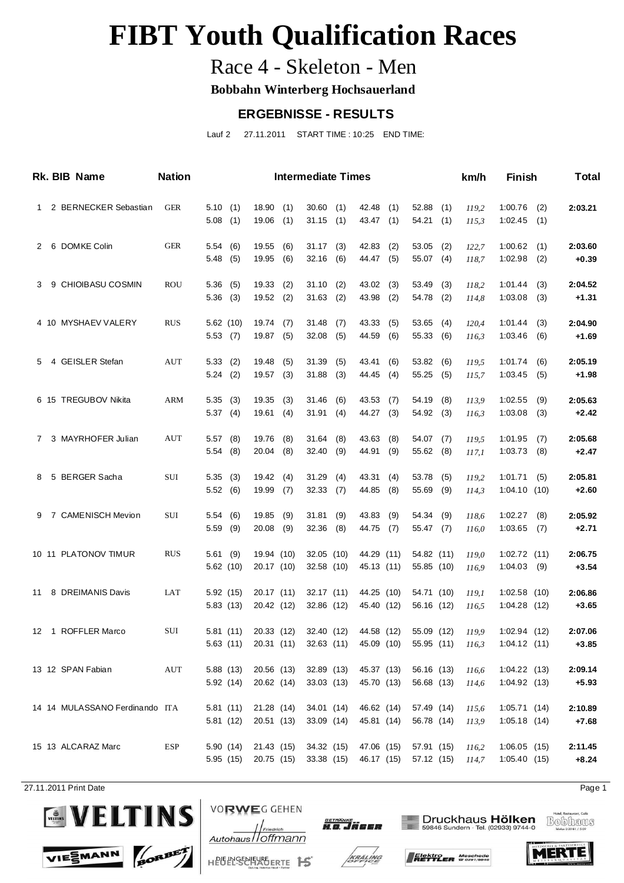# FIBT Youth Qualification Races

## Race 4 - Skeleton - Men

**Bobbahn Winterberg Hochsauerland**

### ERGEBNISSE - RESULTS

Lauf 2 27.11.2011 START TIME : 10:25 END TIME:

| Rk. | BIB | Name | Nation | Intermediate Times | | | | | km/h | Finish | Total |
|---|---|---|---|---|---|---|---|---|---|---|---|
| 1 | 2 | BERNECKER Sebastian | GER | 5.10 (1) | 18.90 (1) | 30.60 (1) | 42.48 (1) | 52.88 (1) | *119,2* | 1:00.76 (2) | **2:03.21** |
| | | | | 5.08 (1) | 19.06 (1) | 31.15 (1) | 43.47 (1) | 54.21 (1) | *115,3* | 1:02.45 (1) | |
| 2 | 6 | DOMKE Colin | GER | 5.54 (6) | 19.55 (6) | 31.17 (3) | 42.83 (2) | 53.05 (2) | *122,7* | 1:00.62 (1) | **2:03.60** |
| | | | | 5.48 (5) | 19.95 (6) | 32.16 (6) | 44.47 (5) | 55.07 (4) | *118,7* | 1:02.98 (2) | **+0.39** |
| 3 | 9 | CHIOIBASU COSMIN | ROU | 5.36 (5) | 19.33 (2) | 31.10 (2) | 43.02 (3) | 53.49 (3) | *118,2* | 1:01.44 (3) | **2:04.52** |
| | | | | 5.36 (3) | 19.52 (2) | 31.63 (2) | 43.98 (2) | 54.78 (2) | *114,8* | 1:03.08 (3) | **+1.31** |
| 4 | 10 | MYSHAEV VALERY | RUS | 5.62 (10) | 19.74 (7) | 31.48 (7) | 43.33 (5) | 53.65 (4) | *120,4* | 1:01.44 (3) | **2:04.90** |
| | | | | 5.53 (7) | 19.87 (5) | 32.08 (5) | 44.59 (6) | 55.33 (6) | *116,3* | 1:03.46 (6) | **+1.69** |
| 5 | 4 | GEISLER Stefan | AUT | 5.33 (2) | 19.48 (5) | 31.39 (5) | 43.41 (6) | 53.82 (6) | *119,5* | 1:01.74 (6) | **2:05.19** |
| | | | | 5.24 (2) | 19.57 (3) | 31.88 (3) | 44.45 (4) | 55.25 (5) | *115,7* | 1:03.45 (5) | **+1.98** |
| 6 | 15 | TREGUBOV Nikita | ARM | 5.35 (3) | 19.35 (3) | 31.46 (6) | 43.53 (7) | 54.19 (8) | *113,9* | 1:02.55 (9) | **2:05.63** |
| | | | | 5.37 (4) | 19.61 (4) | 31.91 (4) | 44.27 (3) | 54.92 (3) | *116,3* | 1:03.08 (3) | **+2.42** |
| 7 | 3 | MAYRHOFER Julian | AUT | 5.57 (8) | 19.76 (8) | 31.64 (8) | 43.63 (8) | 54.07 (7) | *119,5* | 1:01.95 (7) | **2:05.68** |
| | | | | 5.54 (8) | 20.04 (8) | 32.40 (9) | 44.91 (9) | 55.62 (8) | *117,1* | 1:03.73 (8) | **+2.47** |
| 8 | 5 | BERGER Sacha | SUI | 5.35 (3) | 19.42 (4) | 31.29 (4) | 43.31 (4) | 53.78 (5) | *119,2* | 1:01.71 (5) | **2:05.81** |
| | | | | 5.52 (6) | 19.99 (7) | 32.33 (7) | 44.85 (8) | 55.69 (9) | *114,3* | 1:04.10 (10) | **+2.60** |
| 9 | 7 | CAMENISCH Mevion | SUI | 5.54 (6) | 19.85 (9) | 31.81 (9) | 43.83 (9) | 54.34 (9) | *118,6* | 1:02.27 (8) | **2:05.92** |
| | | | | 5.59 (9) | 20.08 (9) | 32.36 (8) | 44.75 (7) | 55.47 (7) | *116,0* | 1:03.65 (7) | **+2.71** |
| 10 | 11 | PLATONOV TIMUR | RUS | 5.61 (9) | 19.94 (10) | 32.05 (10) | 44.29 (11) | 54.82 (11) | *119,0* | 1:02.72 (11) | **2:06.75** |
| | | | | 5.62 (10) | 20.17 (10) | 32.58 (10) | 45.13 (11) | 55.85 (10) | *116,9* | 1:04.03 (9) | **+3.54** |
| 11 | 8 | DREIMANIS Davis | LAT | 5.92 (15) | 20.17 (11) | 32.17 (11) | 44.25 (10) | 54.71 (10) | *119,1* | 1:02.58 (10) | **2:06.86** |
| | | | | 5.83 (13) | 20.42 (12) | 32.86 (12) | 45.40 (12) | 56.16 (12) | *116,5* | 1:04.28 (12) | **+3.65** |
| 12 | 1 | ROFFLER Marco | SUI | 5.81 (11) | 20.33 (12) | 32.40 (12) | 44.58 (12) | 55.09 (12) | *119,9* | 1:02.94 (12) | **2:07.06** |
| | | | | 5.63 (11) | 20.31 (11) | 32.63 (11) | 45.09 (10) | 55.95 (11) | *116,3* | 1:04.12 (11) | **+3.85** |
| 13 | 12 | SPAN Fabian | AUT | 5.88 (13) | 20.56 (13) | 32.89 (13) | 45.37 (13) | 56.16 (13) | *116,6* | 1:04.22 (13) | **2:09.14** |
| | | | | 5.92 (14) | 20.62 (14) | 33.03 (13) | 45.70 (13) | 56.68 (13) | *114,6* | 1:04.92 (13) | **+5.93** |
| 14 | 14 | MULASSANO Ferdinando | ITA | 5.81 (11) | 21.28 (14) | 34.01 (14) | 46.62 (14) | 57.49 (14) | *115,6* | 1:05.71 (14) | **2:10.89** |
| | | | | 5.81 (12) | 20.51 (13) | 33.09 (14) | 45.81 (14) | 56.78 (14) | *113,9* | 1:05.18 (14) | **+7.68** |
| 15 | 13 | ALCARAZ Marc | ESP | 5.90 (14) | 21.43 (15) | 34.32 (15) | 47.06 (15) | 57.91 (15) | *116,2* | 1:06.05 (15) | **2:11.45** |
| | | | | 5.95 (15) | 20.75 (15) | 33.38 (15) | 46.17 (15) | 57.12 (15) | *114,7* | 1:05.40 (15) | **+8.24** |

27.11.2011 Print Date

VELTINS · VIESSMANN · BORBET · VORWEG GEHEN Autohaus Friedrich Hoffmann · HEUEL-SCHAUERTE DIE INGENIEURE · GETRÄNKE H.G. JÄGER · KRÄLING OFFICE · Druckhaus Hölken 59846 Sundern · Tel. (02933) 9744-0 · Elektro RETTLER Meschede · Bobhaus · MERTE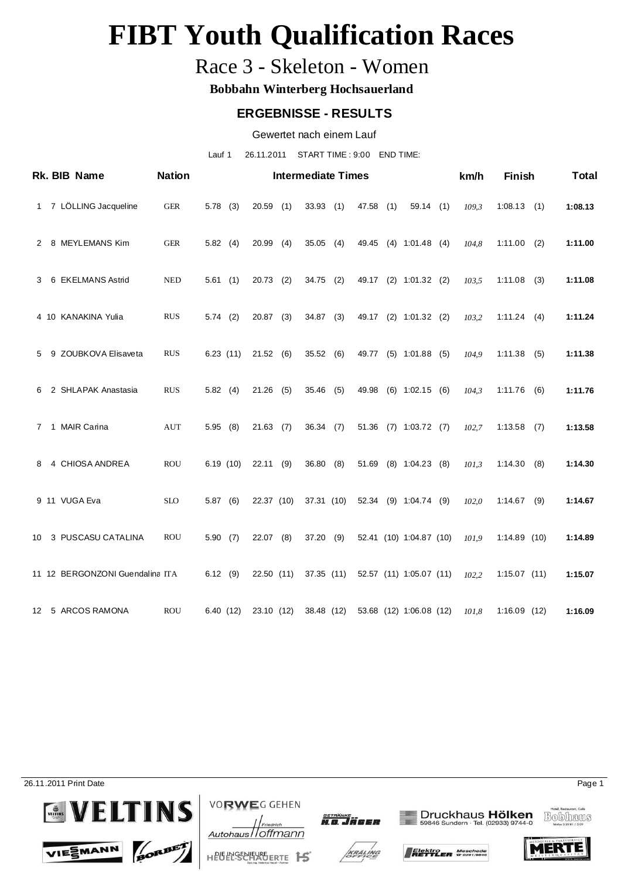# FIBT Youth Qualification Races

## Race 3 - Skeleton - Women

**Bobbahn Winterberg Hochsauerland**

### ERGEBNISSE - RESULTS

Gewertet nach einem Lauf

Lauf 1 26.11.2011 START TIME : 9:00 END TIME:

| Rk. | BIB | Name | Nation | Intermediate Times | | | | | km/h | Finish | Total |
|---|---|---|---|---|---|---|---|---|---|---|---|
| 1 | 7 | LÖLLING Jacqueline | GER | 5.78 (3) | 20.59 (1) | 33.93 (1) | 47.58 (1) | 59.14 (1) | *109,3* | 1:08.13 (1) | **1:08.13** |
| 2 | 8 | MEYLEMANS Kim | GER | 5.82 (4) | 20.99 (4) | 35.05 (4) | 49.45 (4) | 1:01.48 (4) | *104,8* | 1:11.00 (2) | **1:11.00** |
| 3 | 6 | EKELMANS Astrid | NED | 5.61 (1) | 20.73 (2) | 34.75 (2) | 49.17 (2) | 1:01.32 (2) | *103,5* | 1:11.08 (3) | **1:11.08** |
| 4 | 10 | KANAKINA Yulia | RUS | 5.74 (2) | 20.87 (3) | 34.87 (3) | 49.17 (2) | 1:01.32 (2) | *103,2* | 1:11.24 (4) | **1:11.24** |
| 5 | 9 | ZOUBKOVA Elisaveta | RUS | 6.23 (11) | 21.52 (6) | 35.52 (6) | 49.77 (5) | 1:01.88 (5) | *104,9* | 1:11.38 (5) | **1:11.38** |
| 6 | 2 | SHLAPAK Anastasia | RUS | 5.82 (4) | 21.26 (5) | 35.46 (5) | 49.98 (6) | 1:02.15 (6) | *104,3* | 1:11.76 (6) | **1:11.76** |
| 7 | 1 | MAIR Carina | AUT | 5.95 (8) | 21.63 (7) | 36.34 (7) | 51.36 (7) | 1:03.72 (7) | *102,7* | 1:13.58 (7) | **1:13.58** |
| 8 | 4 | CHIOSA ANDREA | ROU | 6.19 (10) | 22.11 (9) | 36.80 (8) | 51.69 (8) | 1:04.23 (8) | *101,3* | 1:14.30 (8) | **1:14.30** |
| 9 | 11 | VUGA Eva | SLO | 5.87 (6) | 22.37 (10) | 37.31 (10) | 52.34 (9) | 1:04.74 (9) | *102,0* | 1:14.67 (9) | **1:14.67** |
| 10 | 3 | PUSCASU CATALINA | ROU | 5.90 (7) | 22.07 (8) | 37.20 (9) | 52.41 (10) | 1:04.87 (10) | *101,9* | 1:14.89 (10) | **1:14.89** |
| 11 | 12 | BERGONZONI Guendalina | ITA | 6.12 (9) | 22.50 (11) | 37.35 (11) | 52.57 (11) | 1:05.07 (11) | *102,2* | 1:15.07 (11) | **1:15.07** |
| 12 | 5 | ARCOS RAMONA | ROU | 6.40 (12) | 23.10 (12) | 38.48 (12) | 53.68 (12) | 1:06.08 (12) | *101,8* | 1:16.09 (12) | **1:16.09** |

26.11.2011 Print Date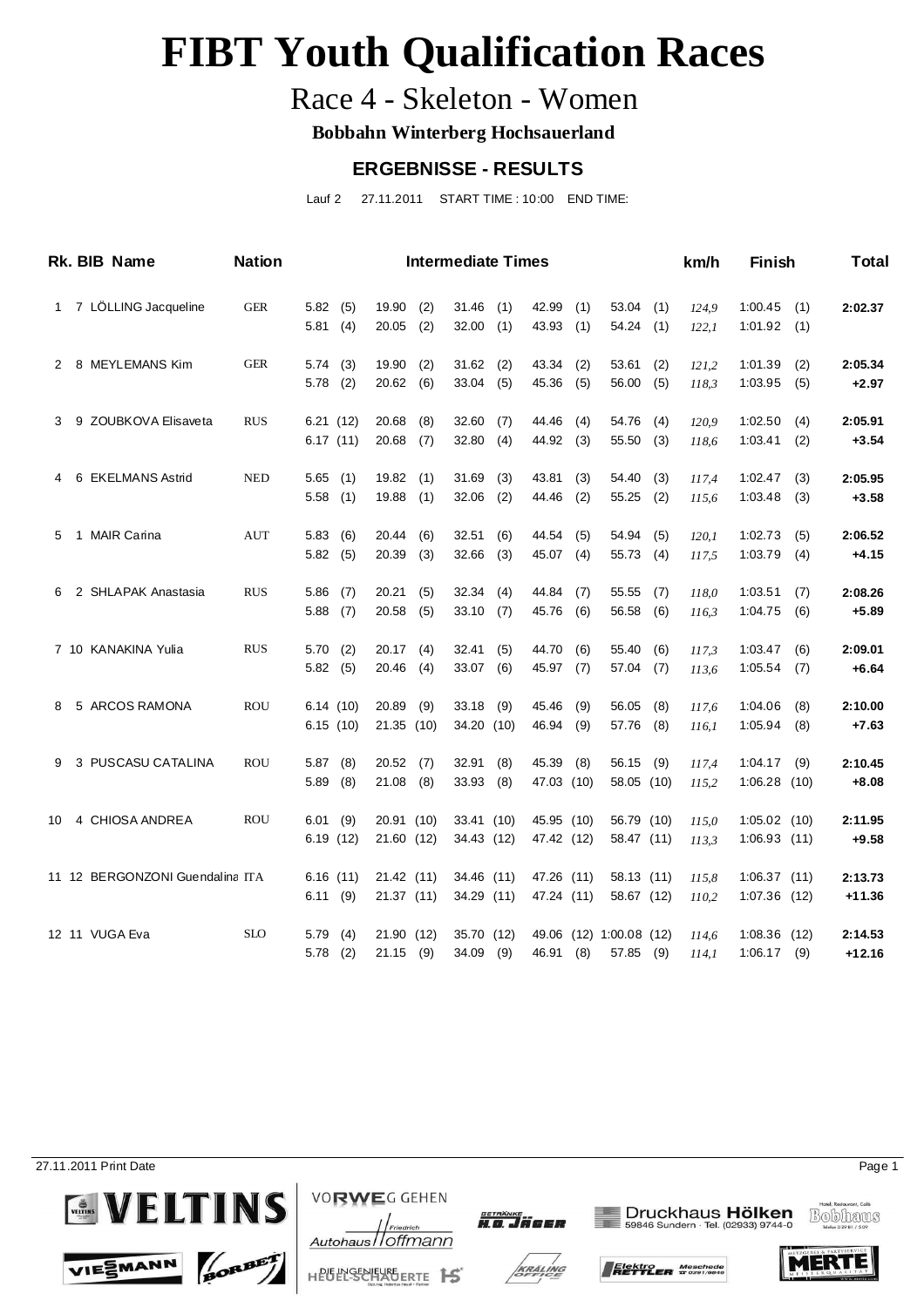# FIBT Youth Qualification Races

## Race 4 - Skeleton - Women

**Bobbahn Winterberg Hochsauerland**

### ERGEBNISSE - RESULTS

Lauf 2 27.11.2011 START TIME : 10:00 END TIME:

| Rk. | BIB | Name | Nation | Intermediate Times | | | | | km/h | Finish | Total |
|---|---|---|---|---|---|---|---|---|---|---|---|
| 1 | 7 | LÖLLING Jacqueline | GER | 5.82 (5) | 19.90 (2) | 31.46 (1) | 42.99 (1) | 53.04 (1) | *124,9* | 1:00.45 (1) | **2:02.37** |
| | | | | 5.81 (4) | 20.05 (2) | 32.00 (1) | 43.93 (1) | 54.24 (1) | *122,1* | 1:01.92 (1) | |
| 2 | 8 | MEYLEMANS Kim | GER | 5.74 (3) | 19.90 (2) | 31.62 (2) | 43.34 (2) | 53.61 (2) | *121,2* | 1:01.39 (2) | **2:05.34** |
| | | | | 5.78 (2) | 20.62 (6) | 33.04 (5) | 45.36 (5) | 56.00 (5) | *118,3* | 1:03.95 (5) | **+2.97** |
| 3 | 9 | ZOUBKOVA Elisaveta | RUS | 6.21 (12) | 20.68 (8) | 32.60 (7) | 44.46 (4) | 54.76 (4) | *120,9* | 1:02.50 (4) | **2:05.91** |
| | | | | 6.17 (11) | 20.68 (7) | 32.80 (4) | 44.92 (3) | 55.50 (3) | *118,6* | 1:03.41 (2) | **+3.54** |
| 4 | 6 | EKELMANS Astrid | NED | 5.65 (1) | 19.82 (1) | 31.69 (3) | 43.81 (3) | 54.40 (3) | *117,4* | 1:02.47 (3) | **2:05.95** |
| | | | | 5.58 (1) | 19.88 (1) | 32.06 (2) | 44.46 (2) | 55.25 (2) | *115,6* | 1:03.48 (3) | **+3.58** |
| 5 | 1 | MAIR Carina | AUT | 5.83 (6) | 20.44 (6) | 32.51 (6) | 44.54 (5) | 54.94 (5) | *120,1* | 1:02.73 (5) | **2:06.52** |
| | | | | 5.82 (5) | 20.39 (3) | 32.66 (3) | 45.07 (4) | 55.73 (4) | *117,5* | 1:03.79 (4) | **+4.15** |
| 6 | 2 | SHLAPAK Anastasia | RUS | 5.86 (7) | 20.21 (5) | 32.34 (4) | 44.84 (7) | 55.55 (7) | *118,0* | 1:03.51 (7) | **2:08.26** |
| | | | | 5.88 (7) | 20.58 (5) | 33.10 (7) | 45.76 (6) | 56.58 (6) | *116,3* | 1:04.75 (6) | **+5.89** |
| 7 | 10 | KANAKINA Yulia | RUS | 5.70 (2) | 20.17 (4) | 32.41 (5) | 44.70 (6) | 55.40 (6) | *117,3* | 1:03.47 (6) | **2:09.01** |
| | | | | 5.82 (5) | 20.46 (4) | 33.07 (6) | 45.97 (7) | 57.04 (7) | *113,6* | 1:05.54 (7) | **+6.64** |
| 8 | 5 | ARCOS RAMONA | ROU | 6.14 (10) | 20.89 (9) | 33.18 (9) | 45.46 (9) | 56.05 (8) | *117,6* | 1:04.06 (8) | **2:10.00** |
| | | | | 6.15 (10) | 21.35 (10) | 34.20 (10) | 46.94 (9) | 57.76 (8) | *116,1* | 1:05.94 (8) | **+7.63** |
| 9 | 3 | PUSCASU CATALINA | ROU | 5.87 (8) | 20.52 (7) | 32.91 (8) | 45.39 (8) | 56.15 (9) | *117,4* | 1:04.17 (9) | **2:10.45** |
| | | | | 5.89 (8) | 21.08 (8) | 33.93 (8) | 47.03 (10) | 58.05 (10) | *115,2* | 1:06.28 (10) | **+8.08** |
| 10 | 4 | CHIOSA ANDREA | ROU | 6.01 (9) | 20.91 (10) | 33.41 (10) | 45.95 (10) | 56.79 (10) | *115,0* | 1:05.02 (10) | **2:11.95** |
| | | | | 6.19 (12) | 21.60 (12) | 34.43 (12) | 47.42 (12) | 58.47 (11) | *113,3* | 1:06.93 (11) | **+9.58** |
| 11 | 12 | BERGONZONI Guendalina | ITA | 6.16 (11) | 21.42 (11) | 34.46 (11) | 47.26 (11) | 58.13 (11) | *115,8* | 1:06.37 (11) | **2:13.73** |
| | | | | 6.11 (9) | 21.37 (11) | 34.29 (11) | 47.24 (11) | 58.67 (12) | *110,2* | 1:07.36 (12) | **+11.36** |
| 12 | 11 | VUGA Eva | SLO | 5.79 (4) | 21.90 (12) | 35.70 (12) | 49.06 (12) | 1:00.08 (12) | *114,6* | 1:08.36 (12) | **2:14.53** |
| | | | | 5.78 (2) | 21.15 (9) | 34.09 (9) | 46.91 (8) | 57.85 (9) | *114,1* | 1:06.17 (9) | **+12.16** |

27.11.2011 Print Date